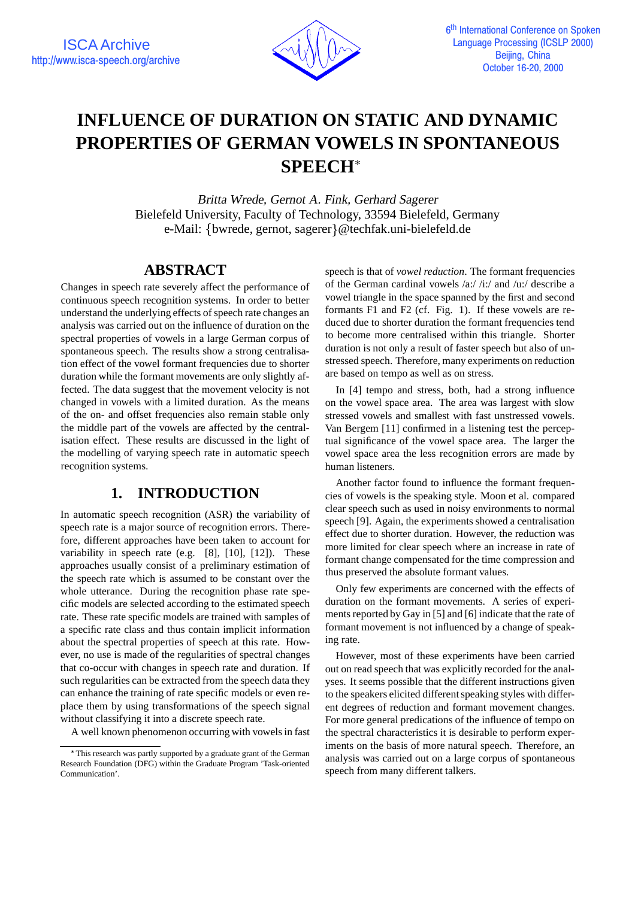# INFLUENCE OF DURATION ON STATIC AND DYNAMIC PROPERTIES OF GERMAN VOWELS IN SPONTANEOUS SPEECH*

*Britta Wrede, Gernot A. Fink, Gerhard Sagerer*
Bielefeld University, Faculty of Technology, 33594 Bielefeld, Germany
e-Mail: {bwrede, gernot, sagerer}@techfak.uni-bielefeld.de

## ABSTRACT

Changes in speech rate severely affect the performance of continuous speech recognition systems. In order to better understand the underlying effects of speech rate changes an analysis was carried out on the influence of duration on the spectral properties of vowels in a large German corpus of spontaneous speech. The results show a strong centralisation effect of the vowel formant frequencies due to shorter duration while the formant movements are only slightly affected. The data suggest that the movement velocity is not changed in vowels with a limited duration. As the means of the on- and offset frequencies also remain stable only the middle part of the vowels are affected by the centralisation effect. These results are discussed in the light of the modelling of varying speech rate in automatic speech recognition systems.

## 1. INTRODUCTION

In automatic speech recognition (ASR) the variability of speech rate is a major source of recognition errors. Therefore, different approaches have been taken to account for variability in speech rate (e.g. [8], [10], [12]). These approaches usually consist of a preliminary estimation of the speech rate which is assumed to be constant over the whole utterance. During the recognition phase rate specific models are selected according to the estimated speech rate. These rate specific models are trained with samples of a specific rate class and thus contain implicit information about the spectral properties of speech at this rate. However, no use is made of the regularities of spectral changes that co-occur with changes in speech rate and duration. If such regularities can be extracted from the speech data they can enhance the training of rate specific models or even replace them by using transformations of the speech signal without classifying it into a discrete speech rate.

A well known phenomenon occurring with vowels in fast speech is that of *vowel reduction*. The formant frequencies of the German cardinal vowels /a:/ /i:/ and /u:/ describe a vowel triangle in the space spanned by the first and second formants F1 and F2 (cf. Fig. 1). If these vowels are reduced due to shorter duration the formant frequencies tend to become more centralised within this triangle. Shorter duration is not only a result of faster speech but also of unstressed speech. Therefore, many experiments on reduction are based on tempo as well as on stress.

In [4] tempo and stress, both, had a strong influence on the vowel space area. The area was largest with slow stressed vowels and smallest with fast unstressed vowels. Van Bergem [11] confirmed in a listening test the perceptual significance of the vowel space area. The larger the vowel space area the less recognition errors are made by human listeners.

Another factor found to influence the formant frequencies of vowels is the speaking style. Moon et al. compared clear speech such as used in noisy environments to normal speech [9]. Again, the experiments showed a centralisation effect due to shorter duration. However, the reduction was more limited for clear speech where an increase in rate of formant change compensated for the time compression and thus preserved the absolute formant values.

Only few experiments are concerned with the effects of duration on the formant movements. A series of experiments reported by Gay in [5] and [6] indicate that the rate of formant movement is not influenced by a change of speaking rate.

However, most of these experiments have been carried out on read speech that was explicitly recorded for the analyses. It seems possible that the different instructions given to the speakers elicited different speaking styles with different degrees of reduction and formant movement changes. For more general predications of the influence of tempo on the spectral characteristics it is desirable to perform experiments on the basis of more natural speech. Therefore, an analysis was carried out on a large corpus of spontaneous speech from many different talkers.

*This research was partly supported by a graduate grant of the German Research Foundation (DFG) within the Graduate Program 'Task-oriented Communication'.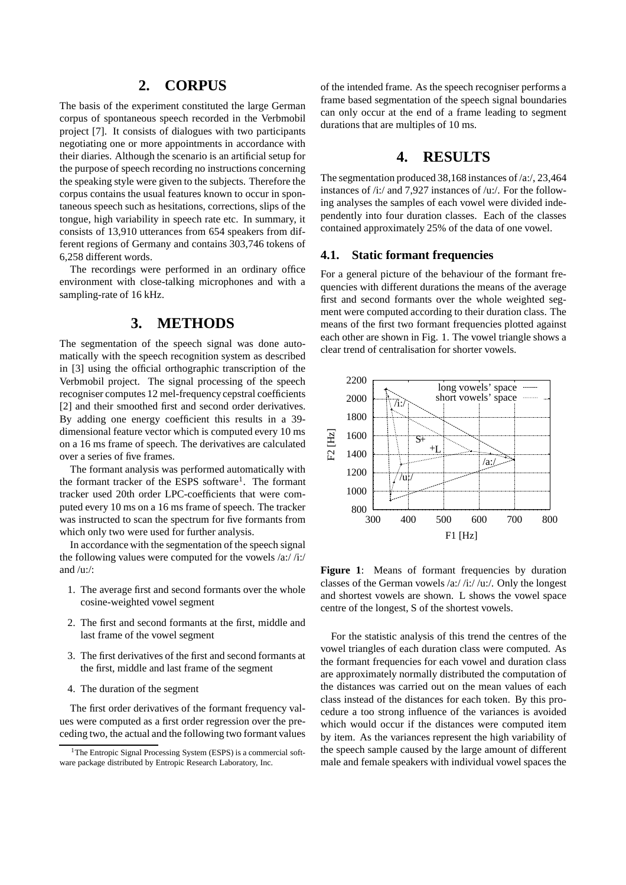## 2. CORPUS

The basis of the experiment constituted the large German corpus of spontaneous speech recorded in the Verbmobil project [7]. It consists of dialogues with two participants negotiating one or more appointments in accordance with their diaries. Although the scenario is an artificial setup for the purpose of speech recording no instructions concerning the speaking style were given to the subjects. Therefore the corpus contains the usual features known to occur in spontaneous speech such as hesitations, corrections, slips of the tongue, high variability in speech rate etc. In summary, it consists of 13,910 utterances from 654 speakers from different regions of Germany and contains 303,746 tokens of 6,258 different words.

The recordings were performed in an ordinary office environment with close-talking microphones and with a sampling-rate of 16 kHz.

## 3. METHODS

The segmentation of the speech signal was done automatically with the speech recognition system as described in [3] using the official orthographic transcription of the Verbmobil project. The signal processing of the speech recogniser computes 12 mel-frequency cepstral coefficients [2] and their smoothed first and second order derivatives. By adding one energy coefficient this results in a 39-dimensional feature vector which is computed every 10 ms on a 16 ms frame of speech. The derivatives are calculated over a series of five frames.

The formant analysis was performed automatically with the formant tracker of the ESPS software[1]. The formant tracker used 20th order LPC-coefficients that were computed every 10 ms on a 16 ms frame of speech. The tracker was instructed to scan the spectrum for five formants from which only two were used for further analysis.

In accordance with the segmentation of the speech signal the following values were computed for the vowels /a:/ /i:/ and /u:/:

1. The average first and second formants over the whole cosine-weighted vowel segment
2. The first and second formants at the first, middle and last frame of the vowel segment
3. The first derivatives of the first and second formants at the first, middle and last frame of the segment
4. The duration of the segment

The first order derivatives of the formant frequency values were computed as a first order regression over the preceding two, the actual and the following two formant values of the intended frame. As the speech recogniser performs a frame based segmentation of the speech signal boundaries can only occur at the end of a frame leading to segment durations that are multiples of 10 ms.

[1] The Entropic Signal Processing System (ESPS) is a commercial software package distributed by Entropic Research Laboratory, Inc.

## 4. RESULTS

The segmentation produced 38,168 instances of /a:/, 23,464 instances of /i:/ and 7,927 instances of /u:/. For the following analyses the samples of each vowel were divided independently into four duration classes. Each of the classes contained approximately 25% of the data of one vowel.

### 4.1. Static formant frequencies

For a general picture of the behaviour of the formant frequencies with different durations the means of the average first and second formants over the whole weighted segment were computed according to their duration class. The means of the first two formant frequencies plotted against each other are shown in Fig. 1. The vowel triangle shows a clear trend of centralisation for shorter vowels.

**Figure 1**: Means of formant frequencies by duration classes of the German vowels /a:/ /i:/ /u:/. Only the longest and shortest vowels are shown. L shows the vowel space centre of the longest, S of the shortest vowels.

For the statistic analysis of this trend the centres of the vowel triangles of each duration class were computed. As the formant frequencies for each vowel and duration class are approximately normally distributed the computation of the distances was carried out on the mean values of each class instead of the distances for each token. By this procedure a too strong influence of the variances is avoided which would occur if the distances were computed item by item. As the variances represent the high variability of the speech sample caused by the large amount of different male and female speakers with individual vowel spaces the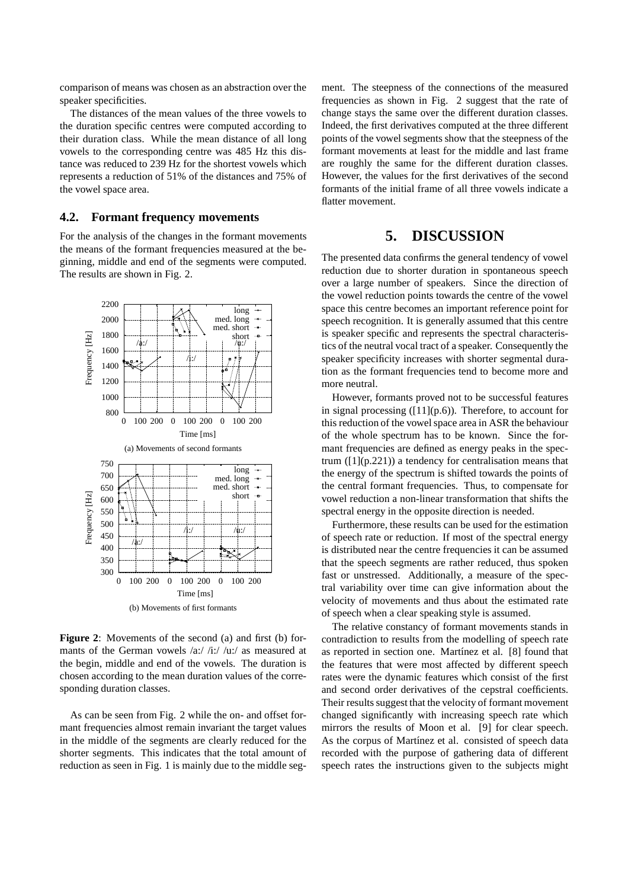comparison of means was chosen as an abstraction over the speaker specificities.

The distances of the mean values of the three vowels to the duration specific centres were computed according to their duration class. While the mean distance of all long vowels to the corresponding centre was 485 Hz this distance was reduced to 239 Hz for the shortest vowels which represents a reduction of 51% of the distances and 75% of the vowel space area.

### 4.2. Formant frequency movements

For the analysis of the changes in the formant movements the means of the formant frequencies measured at the beginning, middle and end of the segments were computed. The results are shown in Fig. 2.

(a) Movements of second formants

(b) Movements of first formants

**Figure 2**: Movements of the second (a) and first (b) formants of the German vowels /a:/ /i:/ /u:/ as measured at the begin, middle and end of the vowels. The duration is chosen according to the mean duration values of the corresponding duration classes.

As can be seen from Fig. 2 while the on- and offset formant frequencies almost remain invariant the target values in the middle of the segments are clearly reduced for the shorter segments. This indicates that the total amount of reduction as seen in Fig. 1 is mainly due to the middle segment. The steepness of the connections of the measured frequencies as shown in Fig. 2 suggest that the rate of change stays the same over the different duration classes. Indeed, the first derivatives computed at the three different points of the vowel segments show that the steepness of the formant movements at least for the middle and last frame are roughly the same for the different duration classes. However, the values for the first derivatives of the second formants of the initial frame of all three vowels indicate a flatter movement.

## 5. DISCUSSION

The presented data confirms the general tendency of vowel reduction due to shorter duration in spontaneous speech over a large number of speakers. Since the direction of the vowel reduction points towards the centre of the vowel space this centre becomes an important reference point for speech recognition. It is generally assumed that this centre is speaker specific and represents the spectral characteristics of the neutral vocal tract of a speaker. Consequently the speaker specificity increases with shorter segmental duration as the formant frequencies tend to become more and more neutral.

However, formants proved not to be successful features in signal processing ([11](p.6)). Therefore, to account for this reduction of the vowel space area in ASR the behaviour of the whole spectrum has to be known. Since the formant frequencies are defined as energy peaks in the spectrum ([1](p.221)) a tendency for centralisation means that the energy of the spectrum is shifted towards the points of the central formant frequencies. Thus, to compensate for vowel reduction a non-linear transformation that shifts the spectral energy in the opposite direction is needed.

Furthermore, these results can be used for the estimation of speech rate or reduction. If most of the spectral energy is distributed near the centre frequencies it can be assumed that the speech segments are rather reduced, thus spoken fast or unstressed. Additionally, a measure of the spectral variability over time can give information about the velocity of movements and thus about the estimated rate of speech when a clear speaking style is assumed.

The relative constancy of formant movements stands in contradiction to results from the modelling of speech rate as reported in section one. Martínez et al. [8] found that the features that were most affected by different speech rates were the dynamic features which consist of the first and second order derivatives of the cepstral coefficients. Their results suggest that the velocity of formant movement changed significantly with increasing speech rate which mirrors the results of Moon et al. [9] for clear speech. As the corpus of Martínez et al. consisted of speech data recorded with the purpose of gathering data of different speech rates the instructions given to the subjects might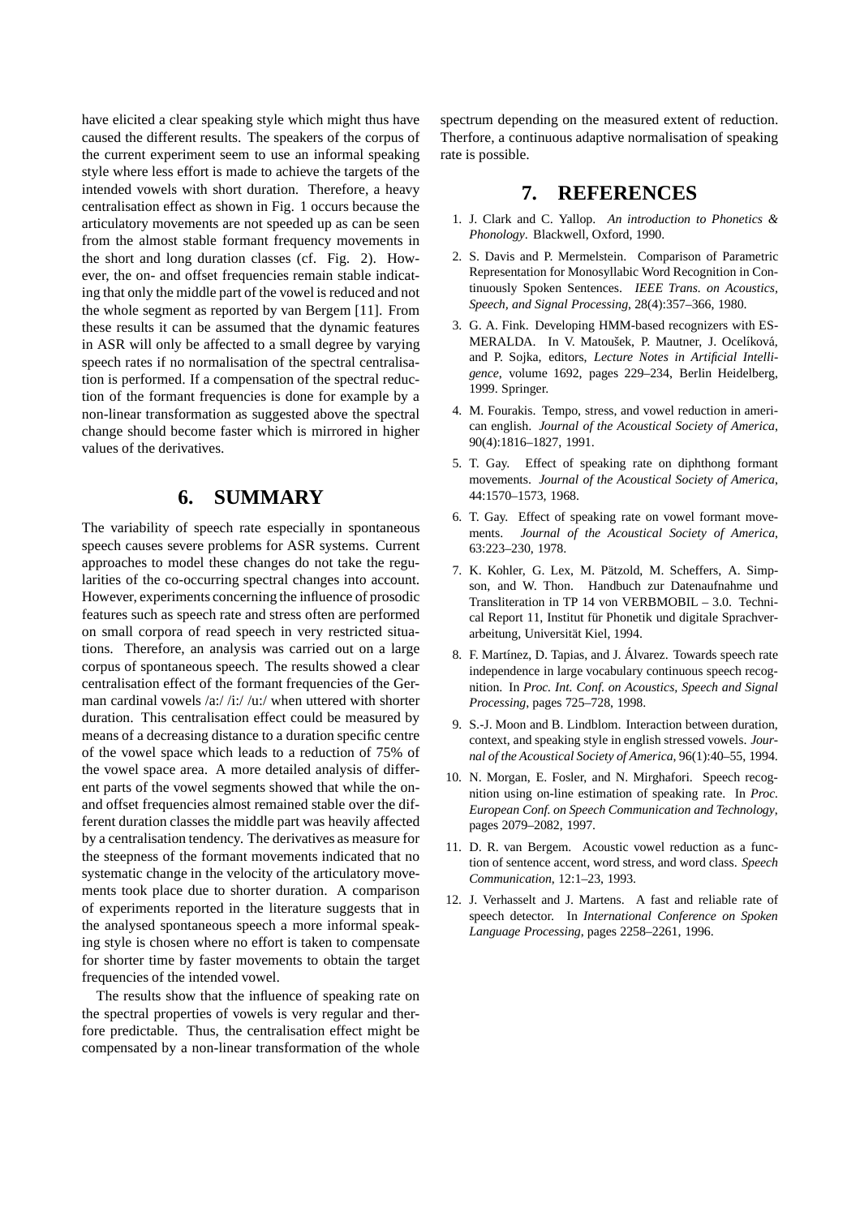have elicited a clear speaking style which might thus have caused the different results. The speakers of the corpus of the current experiment seem to use an informal speaking style where less effort is made to achieve the targets of the intended vowels with short duration. Therefore, a heavy centralisation effect as shown in Fig. 1 occurs because the articulatory movements are not speeded up as can be seen from the almost stable formant frequency movements in the short and long duration classes (cf. Fig. 2). However, the on- and offset frequencies remain stable indicating that only the middle part of the vowel is reduced and not the whole segment as reported by van Bergem [11]. From these results it can be assumed that the dynamic features in ASR will only be affected to a small degree by varying speech rates if no normalisation of the spectral centralisation is performed. If a compensation of the spectral reduction of the formant frequencies is done for example by a non-linear transformation as suggested above the spectral change should become faster which is mirrored in higher values of the derivatives.

# 6. SUMMARY

The variability of speech rate especially in spontaneous speech causes severe problems for ASR systems. Current approaches to model these changes do not take the regularities of the co-occurring spectral changes into account. However, experiments concerning the influence of prosodic features such as speech rate and stress often are performed on small corpora of read speech in very restricted situations. Therefore, an analysis was carried out on a large corpus of spontaneous speech. The results showed a clear centralisation effect of the formant frequencies of the German cardinal vowels /a:/ /i:/ /u:/ when uttered with shorter duration. This centralisation effect could be measured by means of a decreasing distance to a duration specific centre of the vowel space which leads to a reduction of 75% of the vowel space area. A more detailed analysis of different parts of the vowel segments showed that while the on- and offset frequencies almost remained stable over the different duration classes the middle part was heavily affected by a centralisation tendency. The derivatives as measure for the steepness of the formant movements indicated that no systematic change in the velocity of the articulatory movements took place due to shorter duration. A comparison of experiments reported in the literature suggests that in the analysed spontaneous speech a more informal speaking style is chosen where no effort is taken to compensate for shorter time by faster movements to obtain the target frequencies of the intended vowel.

The results show that the influence of speaking rate on the spectral properties of vowels is very regular and therfore predictable. Thus, the centralisation effect might be compensated by a non-linear transformation of the whole spectrum depending on the measured extent of reduction. Therfore, a continuous adaptive normalisation of speaking rate is possible.

# 7. REFERENCES

1. J. Clark and C. Yallop. *An introduction to Phonetics & Phonology*. Blackwell, Oxford, 1990.
2. S. Davis and P. Mermelstein. Comparison of Parametric Representation for Monosyllabic Word Recognition in Continuously Spoken Sentences. *IEEE Trans. on Acoustics, Speech, and Signal Processing*, 28(4):357–366, 1980.
3. G. A. Fink. Developing HMM-based recognizers with ESMERALDA. In V. Matoušek, P. Mautner, J. Ocelíková, and P. Sojka, editors, *Lecture Notes in Artificial Intelligence*, volume 1692, pages 229–234, Berlin Heidelberg, 1999. Springer.
4. M. Fourakis. Tempo, stress, and vowel reduction in american english. *Journal of the Acoustical Society of America*, 90(4):1816–1827, 1991.
5. T. Gay. Effect of speaking rate on diphthong formant movements. *Journal of the Acoustical Society of America*, 44:1570–1573, 1968.
6. T. Gay. Effect of speaking rate on vowel formant movements. *Journal of the Acoustical Society of America*, 63:223–230, 1978.
7. K. Kohler, G. Lex, M. Pätzold, M. Scheffers, A. Simpson, and W. Thon. Handbuch zur Datenaufnahme und Transliteration in TP 14 von VERBMOBIL – 3.0. Technical Report 11, Institut für Phonetik und digitale Sprachverarbeitung, Universität Kiel, 1994.
8. F. Martínez, D. Tapias, and J. Álvarez. Towards speech rate independence in large vocabulary continuous speech recognition. In *Proc. Int. Conf. on Acoustics, Speech and Signal Processing*, pages 725–728, 1998.
9. S.-J. Moon and B. Lindblom. Interaction between duration, context, and speaking style in english stressed vowels. *Journal of the Acoustical Society of America*, 96(1):40–55, 1994.
10. N. Morgan, E. Fosler, and N. Mirghafori. Speech recognition using on-line estimation of speaking rate. In *Proc. European Conf. on Speech Communication and Technology*, pages 2079–2082, 1997.
11. D. R. van Bergem. Acoustic vowel reduction as a function of sentence accent, word stress, and word class. *Speech Communication*, 12:1–23, 1993.
12. J. Verhasselt and J. Martens. A fast and reliable rate of speech detector. In *International Conference on Spoken Language Processing*, pages 2258–2261, 1996.